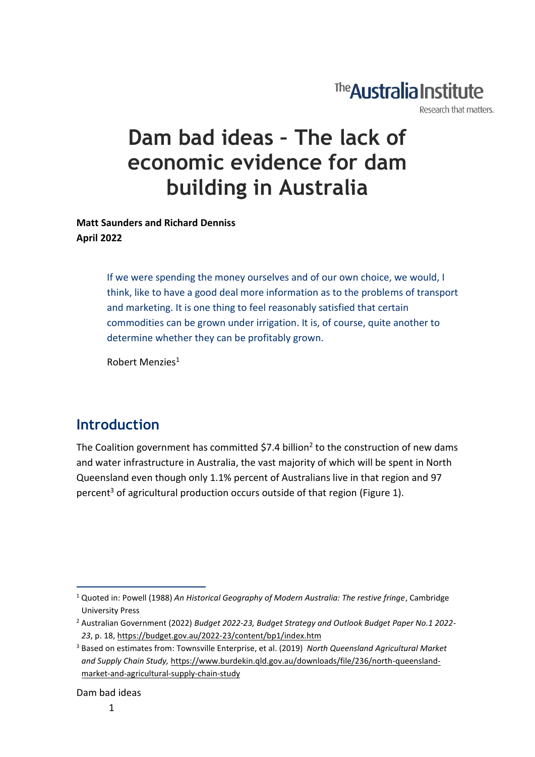The Australia Institute

Research that matters.

# Dam bad ideas – The lack of economic evidence for dam building in Australia

**Matt Saunders and Richard Denniss**
**April 2022**

> If we were spending the money ourselves and of our own choice, we would, I think, like to have a good deal more information as to the problems of transport and marketing. It is one thing to feel reasonably satisfied that certain commodities can be grown under irrigation. It is, of course, quite another to determine whether they can be profitably grown.
>
> Robert Menzies[1]

## Introduction

The Coalition government has committed $7.4 billion[2] to the construction of new dams and water infrastructure in Australia, the vast majority of which will be spent in North Queensland even though only 1.1% percent of Australians live in that region and 97 percent[3] of agricultural production occurs outside of that region (Figure 1).

[1] Quoted in: Powell (1988) *An Historical Geography of Modern Australia: The restive fringe*, Cambridge University Press

[2] Australian Government (2022) *Budget 2022-23, Budget Strategy and Outlook Budget Paper No.1 2022-23*, p. 18, https://budget.gov.au/2022-23/content/bp1/index.htm

[3] Based on estimates from: Townsville Enterprise, et al. (2019) *North Queensland Agricultural Market and Supply Chain Study,* https://www.burdekin.qld.gov.au/downloads/file/236/north-queensland-market-and-agricultural-supply-chain-study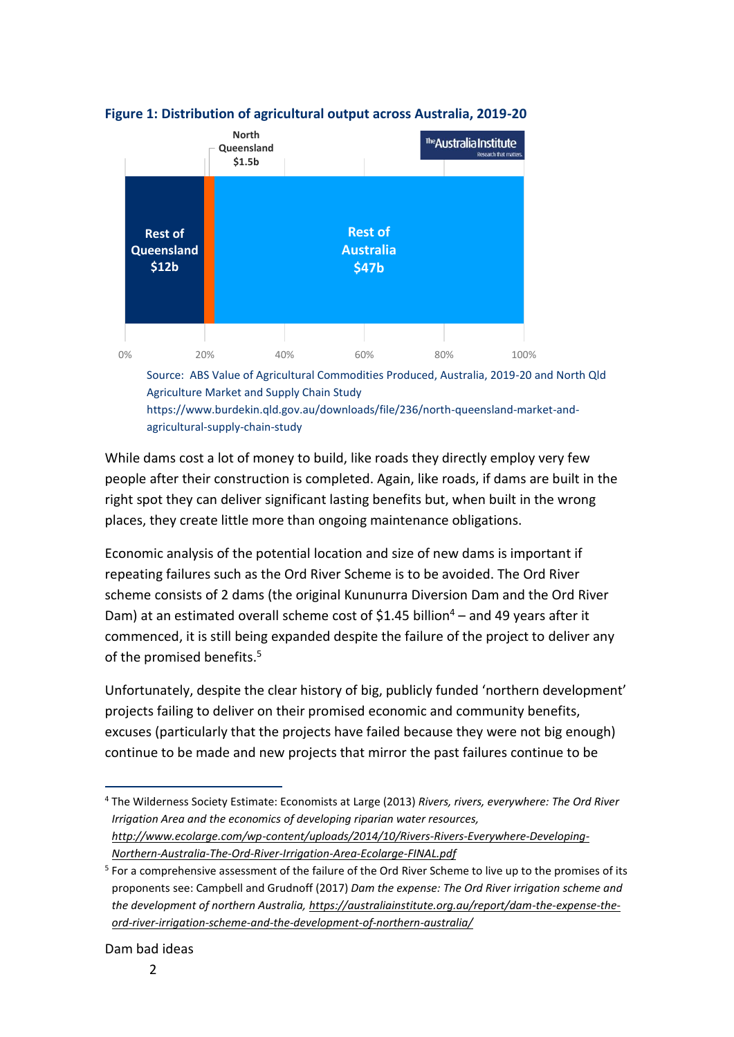**Figure 1: Distribution of agricultural output across Australia, 2019-20**

Source: ABS Value of Agricultural Commodities Produced, Australia, 2019-20 and North Qld Agriculture Market and Supply Chain Study https://www.burdekin.qld.gov.au/downloads/file/236/north-queensland-market-and-agricultural-supply-chain-study

While dams cost a lot of money to build, like roads they directly employ very few people after their construction is completed. Again, like roads, if dams are built in the right spot they can deliver significant lasting benefits but, when built in the wrong places, they create little more than ongoing maintenance obligations.

Economic analysis of the potential location and size of new dams is important if repeating failures such as the Ord River Scheme is to be avoided. The Ord River scheme consists of 2 dams (the original Kununurra Diversion Dam and the Ord River Dam) at an estimated overall scheme cost of $1.45 billion[4] – and 49 years after it commenced, it is still being expanded despite the failure of the project to deliver any of the promised benefits.[5]

Unfortunately, despite the clear history of big, publicly funded 'northern development' projects failing to deliver on their promised economic and community benefits, excuses (particularly that the projects have failed because they were not big enough) continue to be made and new projects that mirror the past failures continue to be

[4] The Wilderness Society Estimate: Economists at Large (2013) *Rivers, rivers, everywhere: The Ord River Irrigation Area and the economics of developing riparian water resources,* *http://www.ecolarge.com/wp-content/uploads/2014/10/Rivers-Rivers-Everywhere-Developing-Northern-Australia-The-Ord-River-Irrigation-Area-Ecolarge-FINAL.pdf*

[5] For a comprehensive assessment of the failure of the Ord River Scheme to live up to the promises of its proponents see: Campbell and Grudnoff (2017) *Dam the expense: The Ord River irrigation scheme and the development of northern Australia,* https://australiainstitute.org.au/report/dam-the-expense-the-ord-river-irrigation-scheme-and-the-development-of-northern-australia/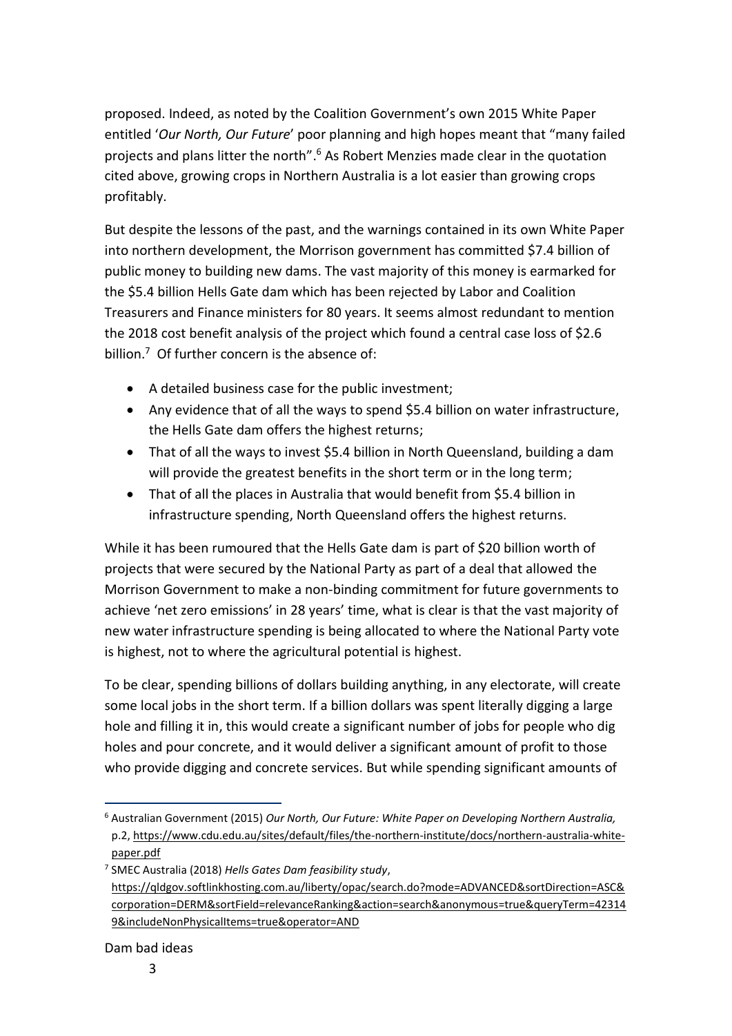proposed. Indeed, as noted by the Coalition Government's own 2015 White Paper entitled '*Our North, Our Future*' poor planning and high hopes meant that "many failed projects and plans litter the north".[6] As Robert Menzies made clear in the quotation cited above, growing crops in Northern Australia is a lot easier than growing crops profitably.

But despite the lessons of the past, and the warnings contained in its own White Paper into northern development, the Morrison government has committed $7.4 billion of public money to building new dams. The vast majority of this money is earmarked for the $5.4 billion Hells Gate dam which has been rejected by Labor and Coalition Treasurers and Finance ministers for 80 years. It seems almost redundant to mention the 2018 cost benefit analysis of the project which found a central case loss of $2.6 billion.[7] Of further concern is the absence of:

- A detailed business case for the public investment;
- Any evidence that of all the ways to spend $5.4 billion on water infrastructure, the Hells Gate dam offers the highest returns;
- That of all the ways to invest $5.4 billion in North Queensland, building a dam will provide the greatest benefits in the short term or in the long term;
- That of all the places in Australia that would benefit from $5.4 billion in infrastructure spending, North Queensland offers the highest returns.

While it has been rumoured that the Hells Gate dam is part of $20 billion worth of projects that were secured by the National Party as part of a deal that allowed the Morrison Government to make a non-binding commitment for future governments to achieve 'net zero emissions' in 28 years' time, what is clear is that the vast majority of new water infrastructure spending is being allocated to where the National Party vote is highest, not to where the agricultural potential is highest.

To be clear, spending billions of dollars building anything, in any electorate, will create some local jobs in the short term. If a billion dollars was spent literally digging a large hole and filling it in, this would create a significant number of jobs for people who dig holes and pour concrete, and it would deliver a significant amount of profit to those who provide digging and concrete services. But while spending significant amounts of

---

[6] Australian Government (2015) *Our North, Our Future: White Paper on Developing Northern Australia,* p.2, https://www.cdu.edu.au/sites/default/files/the-northern-institute/docs/northern-australia-white-paper.pdf

[7] SMEC Australia (2018) *Hells Gates Dam feasibility study*, https://qldgov.softlinkhosting.com.au/liberty/opac/search.do?mode=ADVANCED&sortDirection=ASC&corporation=DERM&sortField=relevanceRanking&action=search&anonymous=true&queryTerm=423149&includeNonPhysicalItems=true&operator=AND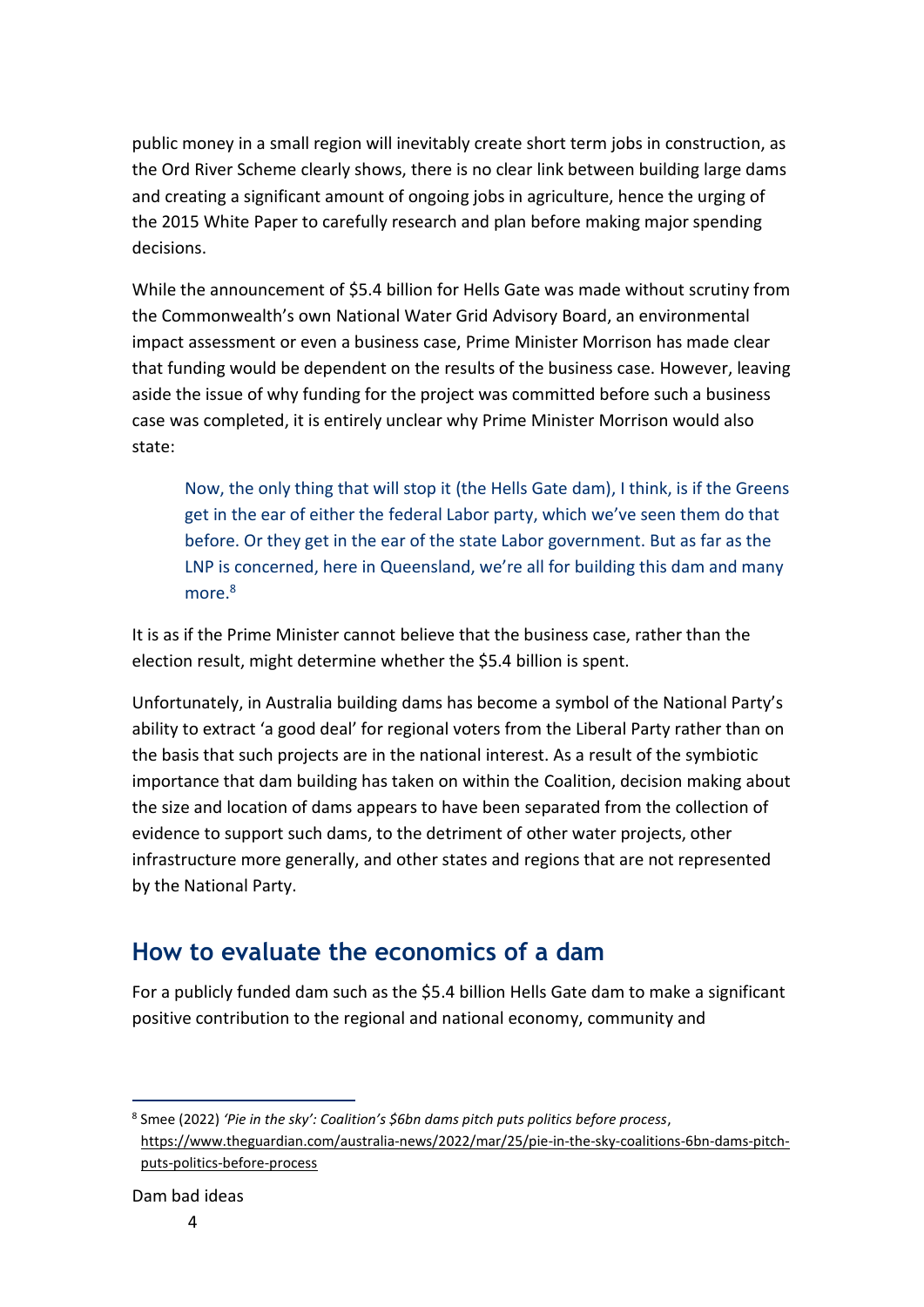public money in a small region will inevitably create short term jobs in construction, as the Ord River Scheme clearly shows, there is no clear link between building large dams and creating a significant amount of ongoing jobs in agriculture, hence the urging of the 2015 White Paper to carefully research and plan before making major spending decisions.

While the announcement of $5.4 billion for Hells Gate was made without scrutiny from the Commonwealth's own National Water Grid Advisory Board, an environmental impact assessment or even a business case, Prime Minister Morrison has made clear that funding would be dependent on the results of the business case. However, leaving aside the issue of why funding for the project was committed before such a business case was completed, it is entirely unclear why Prime Minister Morrison would also state:

> Now, the only thing that will stop it (the Hells Gate dam), I think, is if the Greens get in the ear of either the federal Labor party, which we've seen them do that before. Or they get in the ear of the state Labor government. But as far as the LNP is concerned, here in Queensland, we're all for building this dam and many more.[8]

It is as if the Prime Minister cannot believe that the business case, rather than the election result, might determine whether the $5.4 billion is spent.

Unfortunately, in Australia building dams has become a symbol of the National Party's ability to extract 'a good deal' for regional voters from the Liberal Party rather than on the basis that such projects are in the national interest. As a result of the symbiotic importance that dam building has taken on within the Coalition, decision making about the size and location of dams appears to have been separated from the collection of evidence to support such dams, to the detriment of other water projects, other infrastructure more generally, and other states and regions that are not represented by the National Party.

## How to evaluate the economics of a dam

For a publicly funded dam such as the $5.4 billion Hells Gate dam to make a significant positive contribution to the regional and national economy, community and

---

[8] Smee (2022) *'Pie in the sky': Coalition's $6bn dams pitch puts politics before process*, https://www.theguardian.com/australia-news/2022/mar/25/pie-in-the-sky-coalitions-6bn-dams-pitch-puts-politics-before-process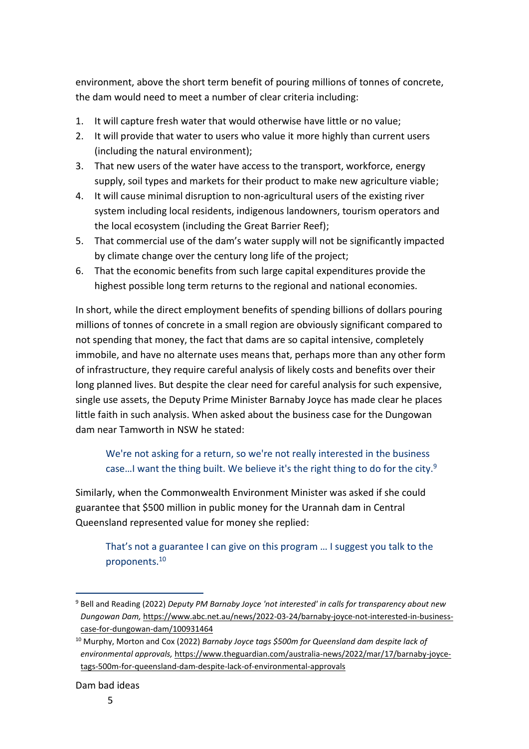environment, above the short term benefit of pouring millions of tonnes of concrete, the dam would need to meet a number of clear criteria including:

1. It will capture fresh water that would otherwise have little or no value;
2. It will provide that water to users who value it more highly than current users (including the natural environment);
3. That new users of the water have access to the transport, workforce, energy supply, soil types and markets for their product to make new agriculture viable;
4. It will cause minimal disruption to non-agricultural users of the existing river system including local residents, indigenous landowners, tourism operators and the local ecosystem (including the Great Barrier Reef);
5. That commercial use of the dam's water supply will not be significantly impacted by climate change over the century long life of the project;
6. That the economic benefits from such large capital expenditures provide the highest possible long term returns to the regional and national economies.

In short, while the direct employment benefits of spending billions of dollars pouring millions of tonnes of concrete in a small region are obviously significant compared to not spending that money, the fact that dams are so capital intensive, completely immobile, and have no alternate uses means that, perhaps more than any other form of infrastructure, they require careful analysis of likely costs and benefits over their long planned lives. But despite the clear need for careful analysis for such expensive, single use assets, the Deputy Prime Minister Barnaby Joyce has made clear he places little faith in such analysis. When asked about the business case for the Dungowan dam near Tamworth in NSW he stated:

> We're not asking for a return, so we're not really interested in the business case…I want the thing built. We believe it's the right thing to do for the city.[9]

Similarly, when the Commonwealth Environment Minister was asked if she could guarantee that $500 million in public money for the Urannah dam in Central Queensland represented value for money she replied:

> That's not a guarantee I can give on this program … I suggest you talk to the proponents.[10]

---

[9] Bell and Reading (2022) *Deputy PM Barnaby Joyce 'not interested' in calls for transparency about new Dungowan Dam,* https://www.abc.net.au/news/2022-03-24/barnaby-joyce-not-interested-in-business-case-for-dungowan-dam/100931464

[10] Murphy, Morton and Cox (2022) *Barnaby Joyce tags $500m for Queensland dam despite lack of environmental approvals,* https://www.theguardian.com/australia-news/2022/mar/17/barnaby-joyce-tags-500m-for-queensland-dam-despite-lack-of-environmental-approvals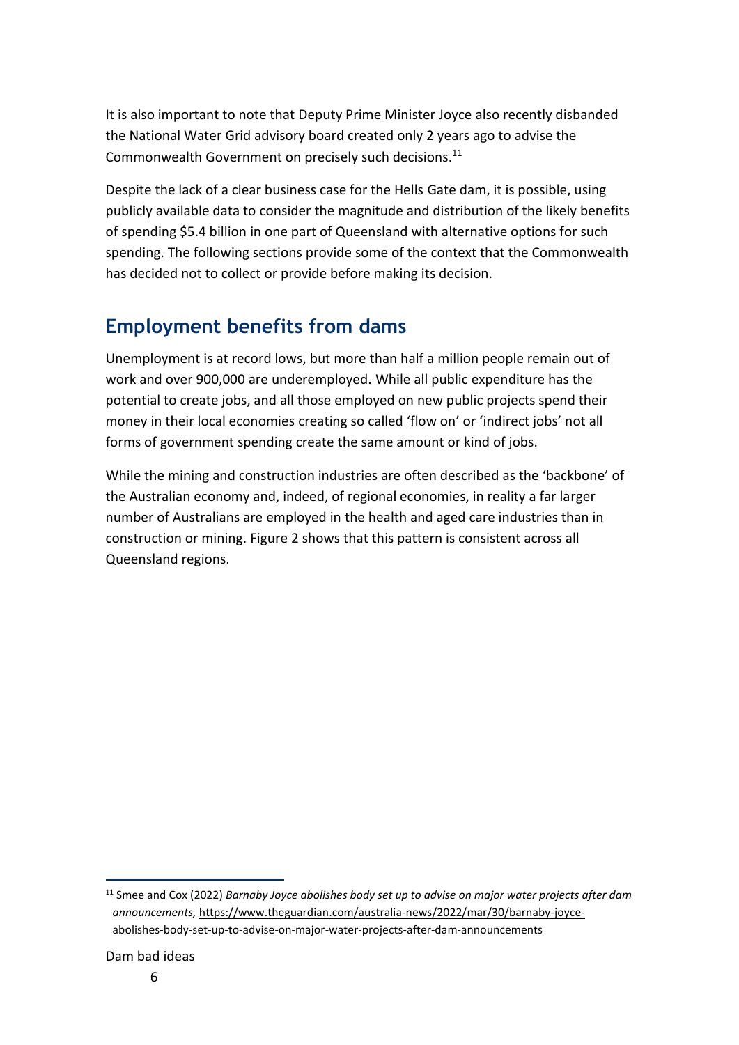It is also important to note that Deputy Prime Minister Joyce also recently disbanded the National Water Grid advisory board created only 2 years ago to advise the Commonwealth Government on precisely such decisions.[11]

Despite the lack of a clear business case for the Hells Gate dam, it is possible, using publicly available data to consider the magnitude and distribution of the likely benefits of spending $5.4 billion in one part of Queensland with alternative options for such spending. The following sections provide some of the context that the Commonwealth has decided not to collect or provide before making its decision.

## Employment benefits from dams

Unemployment is at record lows, but more than half a million people remain out of work and over 900,000 are underemployed. While all public expenditure has the potential to create jobs, and all those employed on new public projects spend their money in their local economies creating so called 'flow on' or 'indirect jobs' not all forms of government spending create the same amount or kind of jobs.

While the mining and construction industries are often described as the 'backbone' of the Australian economy and, indeed, of regional economies, in reality a far larger number of Australians are employed in the health and aged care industries than in construction or mining. Figure 2 shows that this pattern is consistent across all Queensland regions.

[11] Smee and Cox (2022) *Barnaby Joyce abolishes body set up to advise on major water projects after dam announcements,* https://www.theguardian.com/australia-news/2022/mar/30/barnaby-joyce-abolishes-body-set-up-to-advise-on-major-water-projects-after-dam-announcements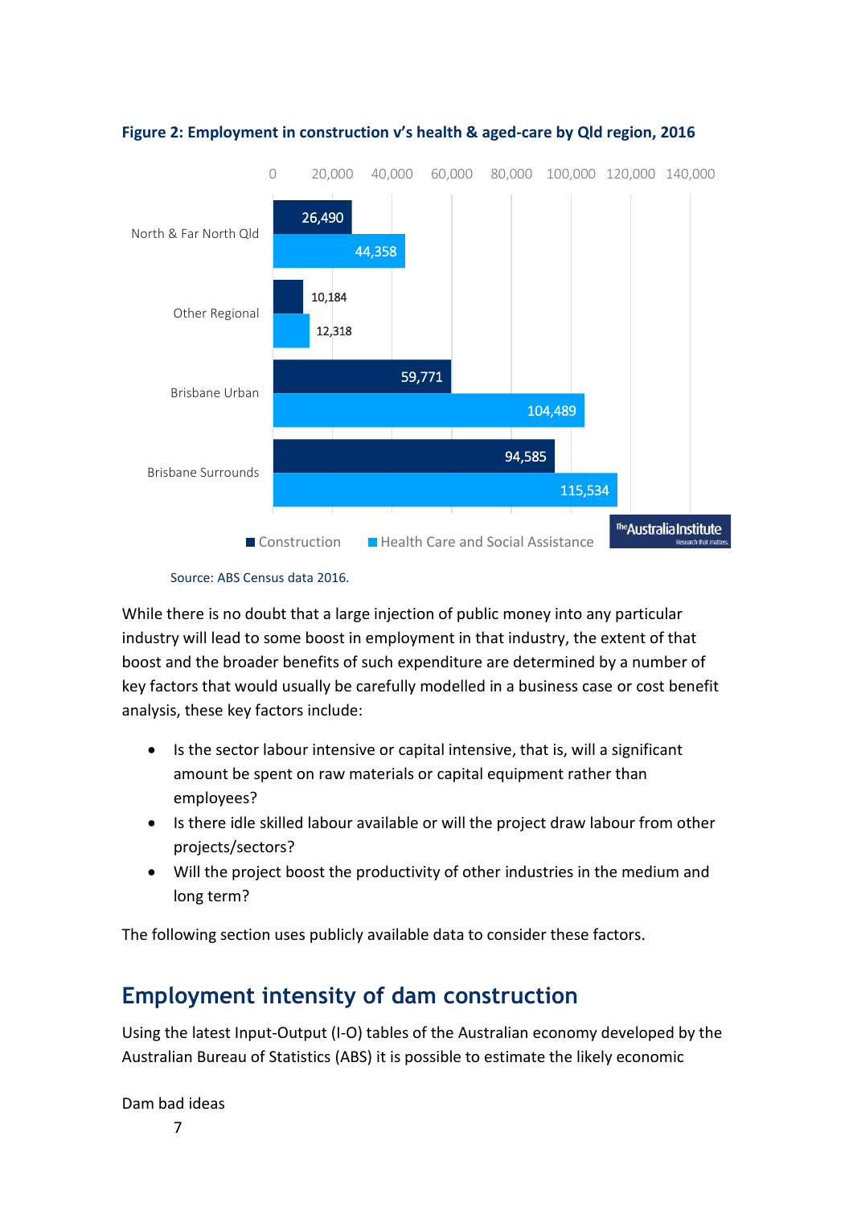**Figure 2: Employment in construction v's health & aged-care by Qld region, 2016**

| Region | Construction | Health Care and Social Assistance |
|---|---|---|
| North & Far North Qld | 26,490 | 44,358 |
| Other Regional | 10,184 | 12,318 |
| Brisbane Urban | 59,771 | 104,489 |
| Brisbane Surrounds | 94,585 | 115,534 |

Source: ABS Census data 2016.

While there is no doubt that a large injection of public money into any particular industry will lead to some boost in employment in that industry, the extent of that boost and the broader benefits of such expenditure are determined by a number of key factors that would usually be carefully modelled in a business case or cost benefit analysis, these key factors include:

- Is the sector labour intensive or capital intensive, that is, will a significant amount be spent on raw materials or capital equipment rather than employees?
- Is there idle skilled labour available or will the project draw labour from other projects/sectors?
- Will the project boost the productivity of other industries in the medium and long term?

The following section uses publicly available data to consider these factors.

## Employment intensity of dam construction

Using the latest Input-Output (I-O) tables of the Australian economy developed by the Australian Bureau of Statistics (ABS) it is possible to estimate the likely economic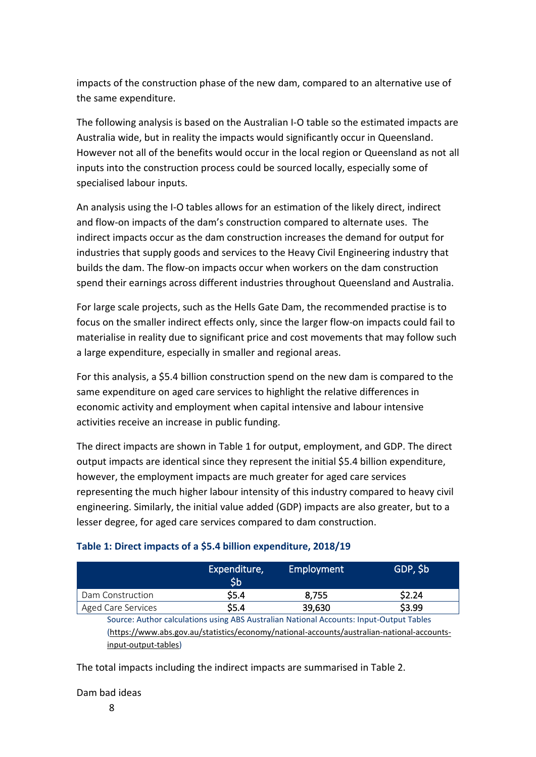impacts of the construction phase of the new dam, compared to an alternative use of the same expenditure.

The following analysis is based on the Australian I-O table so the estimated impacts are Australia wide, but in reality the impacts would significantly occur in Queensland. However not all of the benefits would occur in the local region or Queensland as not all inputs into the construction process could be sourced locally, especially some of specialised labour inputs.

An analysis using the I-O tables allows for an estimation of the likely direct, indirect and flow-on impacts of the dam's construction compared to alternate uses. The indirect impacts occur as the dam construction increases the demand for output for industries that supply goods and services to the Heavy Civil Engineering industry that builds the dam. The flow-on impacts occur when workers on the dam construction spend their earnings across different industries throughout Queensland and Australia.

For large scale projects, such as the Hells Gate Dam, the recommended practise is to focus on the smaller indirect effects only, since the larger flow-on impacts could fail to materialise in reality due to significant price and cost movements that may follow such a large expenditure, especially in smaller and regional areas.

For this analysis, a $5.4 billion construction spend on the new dam is compared to the same expenditure on aged care services to highlight the relative differences in economic activity and employment when capital intensive and labour intensive activities receive an increase in public funding.

The direct impacts are shown in Table 1 for output, employment, and GDP. The direct output impacts are identical since they represent the initial $5.4 billion expenditure, however, the employment impacts are much greater for aged care services representing the much higher labour intensity of this industry compared to heavy civil engineering. Similarly, the initial value added (GDP) impacts are also greater, but to a lesser degree, for aged care services compared to dam construction.

**Table 1: Direct impacts of a $5.4 billion expenditure, 2018/19**

| | Expenditure, $b | Employment | GDP, $b |
|---|---|---|---|
| Dam Construction | $5.4 | 8,755 | $2.24 |
| Aged Care Services | $5.4 | 39,630 | $3.99 |

Source: Author calculations using ABS Australian National Accounts: Input-Output Tables (https://www.abs.gov.au/statistics/economy/national-accounts/australian-national-accounts-input-output-tables)

The total impacts including the indirect impacts are summarised in Table 2.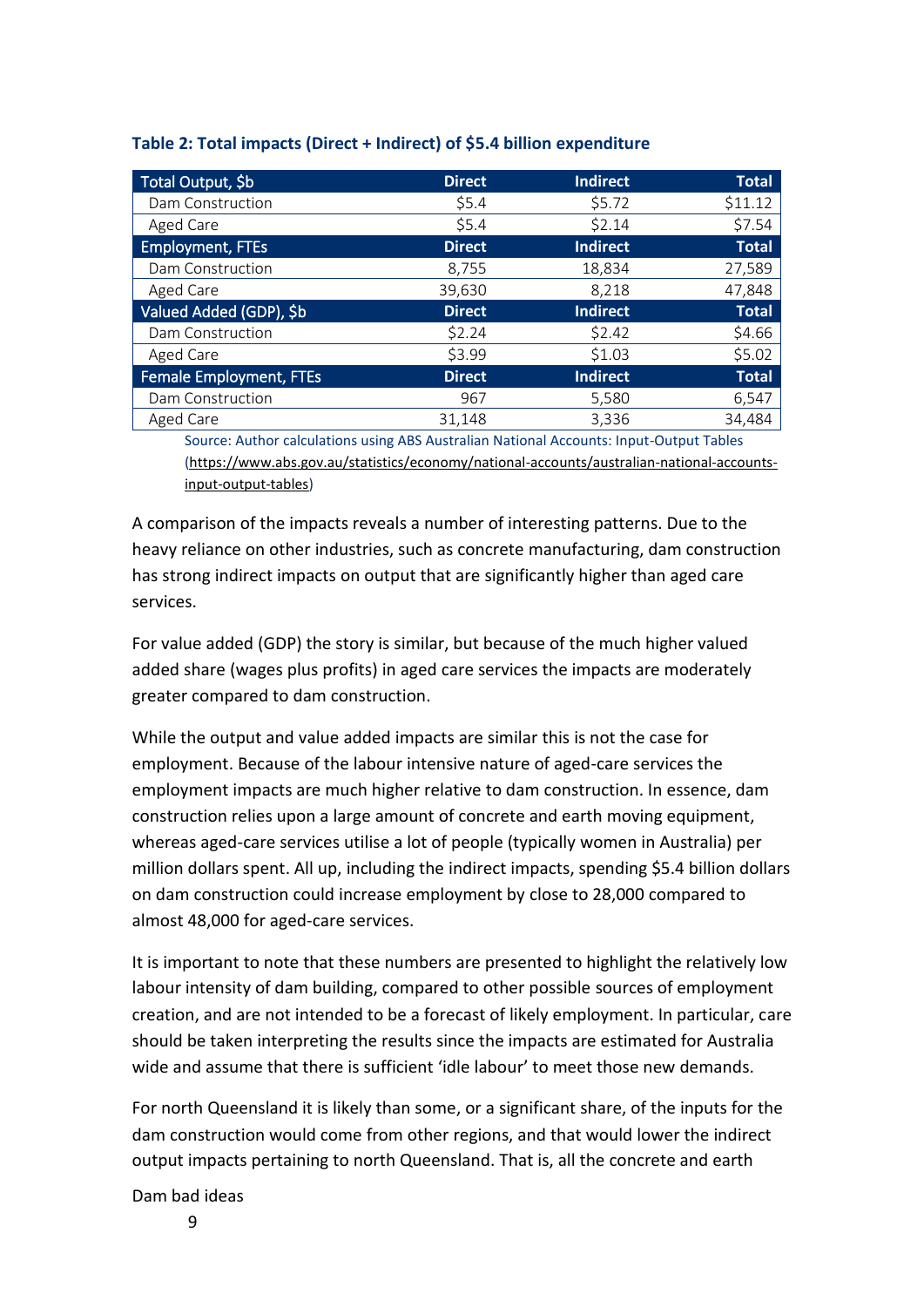**Table 2: Total impacts (Direct + Indirect) of $5.4 billion expenditure**

| Total Output, $b | Direct | Indirect | Total |
|---|---|---|---|
| Dam Construction | $5.4 | $5.72 | $11.12 |
| Aged Care | $5.4 | $2.14 | $7.54 |
| **Employment, FTEs** | **Direct** | **Indirect** | **Total** |
| Dam Construction | 8,755 | 18,834 | 27,589 |
| Aged Care | 39,630 | 8,218 | 47,848 |
| **Valued Added (GDP), $b** | **Direct** | **Indirect** | **Total** |
| Dam Construction | $2.24 | $2.42 | $4.66 |
| Aged Care | $3.99 | $1.03 | $5.02 |
| **Female Employment, FTEs** | **Direct** | **Indirect** | **Total** |
| Dam Construction | 967 | 5,580 | 6,547 |
| Aged Care | 31,148 | 3,336 | 34,484 |

Source: Author calculations using ABS Australian National Accounts: Input-Output Tables (https://www.abs.gov.au/statistics/economy/national-accounts/australian-national-accounts-input-output-tables)

A comparison of the impacts reveals a number of interesting patterns. Due to the heavy reliance on other industries, such as concrete manufacturing, dam construction has strong indirect impacts on output that are significantly higher than aged care services.

For value added (GDP) the story is similar, but because of the much higher valued added share (wages plus profits) in aged care services the impacts are moderately greater compared to dam construction.

While the output and value added impacts are similar this is not the case for employment. Because of the labour intensive nature of aged-care services the employment impacts are much higher relative to dam construction. In essence, dam construction relies upon a large amount of concrete and earth moving equipment, whereas aged-care services utilise a lot of people (typically women in Australia) per million dollars spent. All up, including the indirect impacts, spending $5.4 billion dollars on dam construction could increase employment by close to 28,000 compared to almost 48,000 for aged-care services.

It is important to note that these numbers are presented to highlight the relatively low labour intensity of dam building, compared to other possible sources of employment creation, and are not intended to be a forecast of likely employment. In particular, care should be taken interpreting the results since the impacts are estimated for Australia wide and assume that there is sufficient 'idle labour' to meet those new demands.

For north Queensland it is likely than some, or a significant share, of the inputs for the dam construction would come from other regions, and that would lower the indirect output impacts pertaining to north Queensland. That is, all the concrete and earth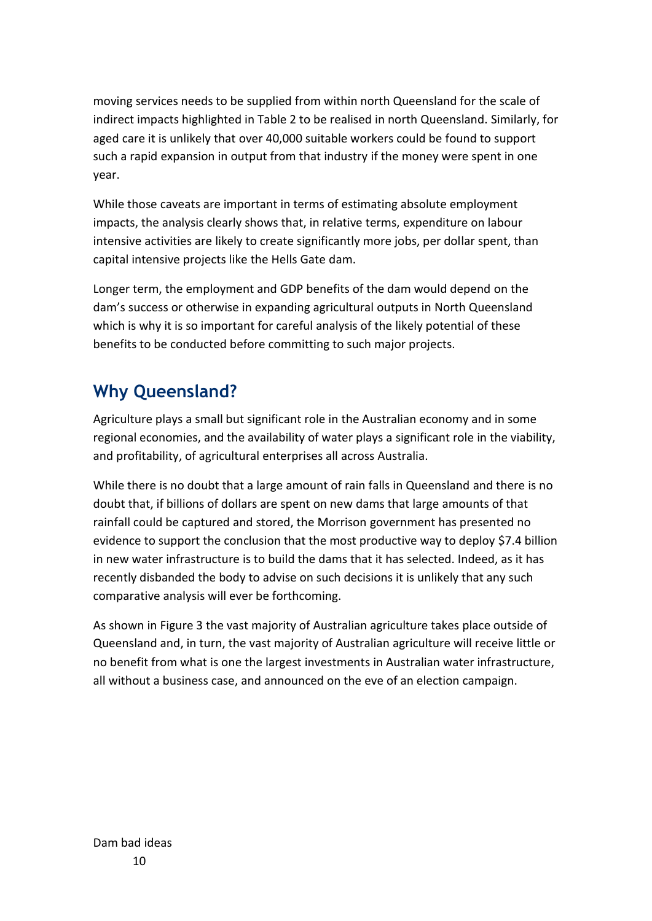moving services needs to be supplied from within north Queensland for the scale of indirect impacts highlighted in Table 2 to be realised in north Queensland. Similarly, for aged care it is unlikely that over 40,000 suitable workers could be found to support such a rapid expansion in output from that industry if the money were spent in one year.

While those caveats are important in terms of estimating absolute employment impacts, the analysis clearly shows that, in relative terms, expenditure on labour intensive activities are likely to create significantly more jobs, per dollar spent, than capital intensive projects like the Hells Gate dam.

Longer term, the employment and GDP benefits of the dam would depend on the dam's success or otherwise in expanding agricultural outputs in North Queensland which is why it is so important for careful analysis of the likely potential of these benefits to be conducted before committing to such major projects.

## Why Queensland?

Agriculture plays a small but significant role in the Australian economy and in some regional economies, and the availability of water plays a significant role in the viability, and profitability, of agricultural enterprises all across Australia.

While there is no doubt that a large amount of rain falls in Queensland and there is no doubt that, if billions of dollars are spent on new dams that large amounts of that rainfall could be captured and stored, the Morrison government has presented no evidence to support the conclusion that the most productive way to deploy $7.4 billion in new water infrastructure is to build the dams that it has selected. Indeed, as it has recently disbanded the body to advise on such decisions it is unlikely that any such comparative analysis will ever be forthcoming.

As shown in Figure 3 the vast majority of Australian agriculture takes place outside of Queensland and, in turn, the vast majority of Australian agriculture will receive little or no benefit from what is one the largest investments in Australian water infrastructure, all without a business case, and announced on the eve of an election campaign.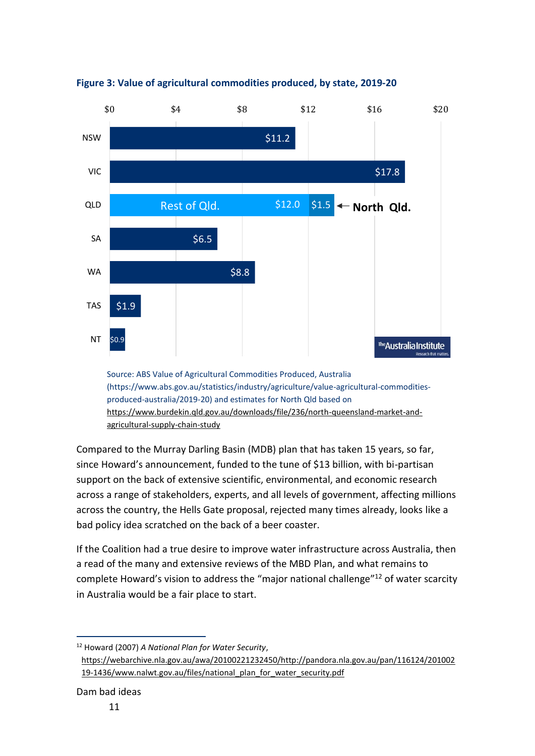**Figure 3: Value of agricultural commodities produced, by state, 2019-20**

| State | Value ($ billion) |
|---|---|
| NSW | $11.2 |
| VIC | $17.8 |
| QLD | Rest of Qld. $12.0; North Qld. $1.5 |
| SA | $6.5 |
| WA | $8.8 |
| TAS | $1.9 |
| NT | $0.9 |

Source: ABS Value of Agricultural Commodities Produced, Australia (https://www.abs.gov.au/statistics/industry/agriculture/value-agricultural-commodities-produced-australia/2019-20) and estimates for North Qld based on https://www.burdekin.qld.gov.au/downloads/file/236/north-queensland-market-and-agricultural-supply-chain-study

Compared to the Murray Darling Basin (MDB) plan that has taken 15 years, so far, since Howard's announcement, funded to the tune of $13 billion, with bi-partisan support on the back of extensive scientific, environmental, and economic research across a range of stakeholders, experts, and all levels of government, affecting millions across the country, the Hells Gate proposal, rejected many times already, looks like a bad policy idea scratched on the back of a beer coaster.

If the Coalition had a true desire to improve water infrastructure across Australia, then a read of the many and extensive reviews of the MBD Plan, and what remains to complete Howard's vision to address the "major national challenge"[12] of water scarcity in Australia would be a fair place to start.

[12] Howard (2007) *A National Plan for Water Security*, https://webarchive.nla.gov.au/awa/20100221232450/http://pandora.nla.gov.au/pan/116124/20100219-1436/www.nalwt.gov.au/files/national_plan_for_water_security.pdf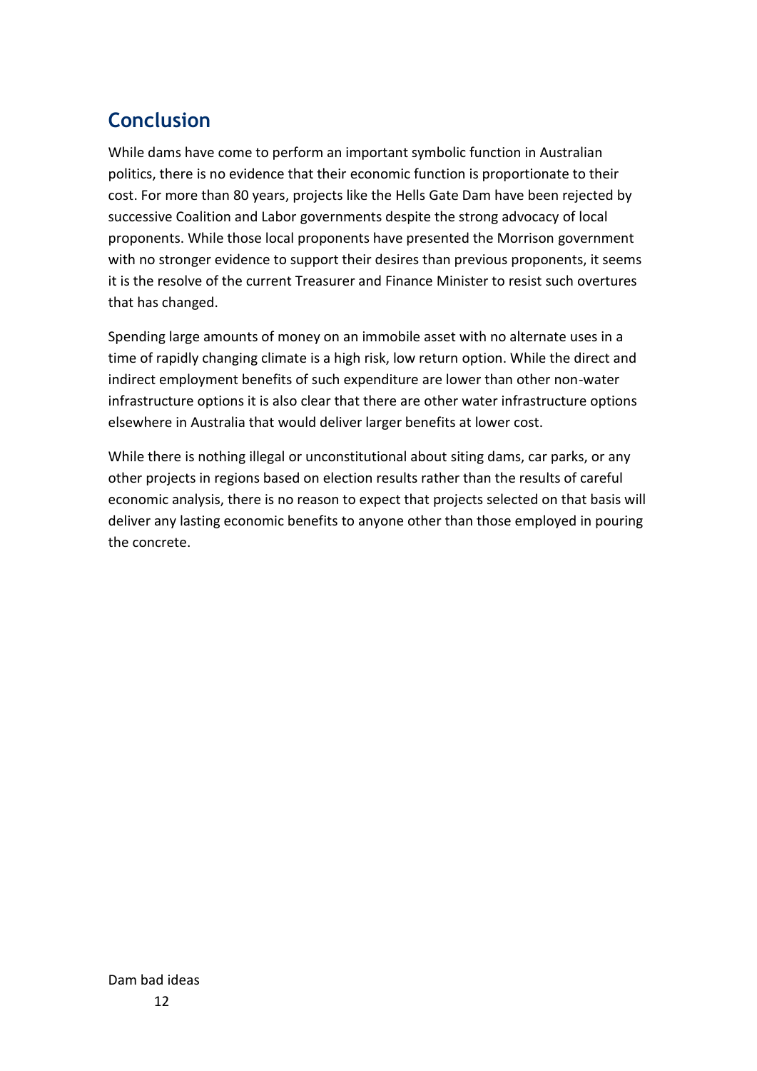## Conclusion

While dams have come to perform an important symbolic function in Australian politics, there is no evidence that their economic function is proportionate to their cost. For more than 80 years, projects like the Hells Gate Dam have been rejected by successive Coalition and Labor governments despite the strong advocacy of local proponents. While those local proponents have presented the Morrison government with no stronger evidence to support their desires than previous proponents, it seems it is the resolve of the current Treasurer and Finance Minister to resist such overtures that has changed.

Spending large amounts of money on an immobile asset with no alternate uses in a time of rapidly changing climate is a high risk, low return option. While the direct and indirect employment benefits of such expenditure are lower than other non-water infrastructure options it is also clear that there are other water infrastructure options elsewhere in Australia that would deliver larger benefits at lower cost.

While there is nothing illegal or unconstitutional about siting dams, car parks, or any other projects in regions based on election results rather than the results of careful economic analysis, there is no reason to expect that projects selected on that basis will deliver any lasting economic benefits to anyone other than those employed in pouring the concrete.